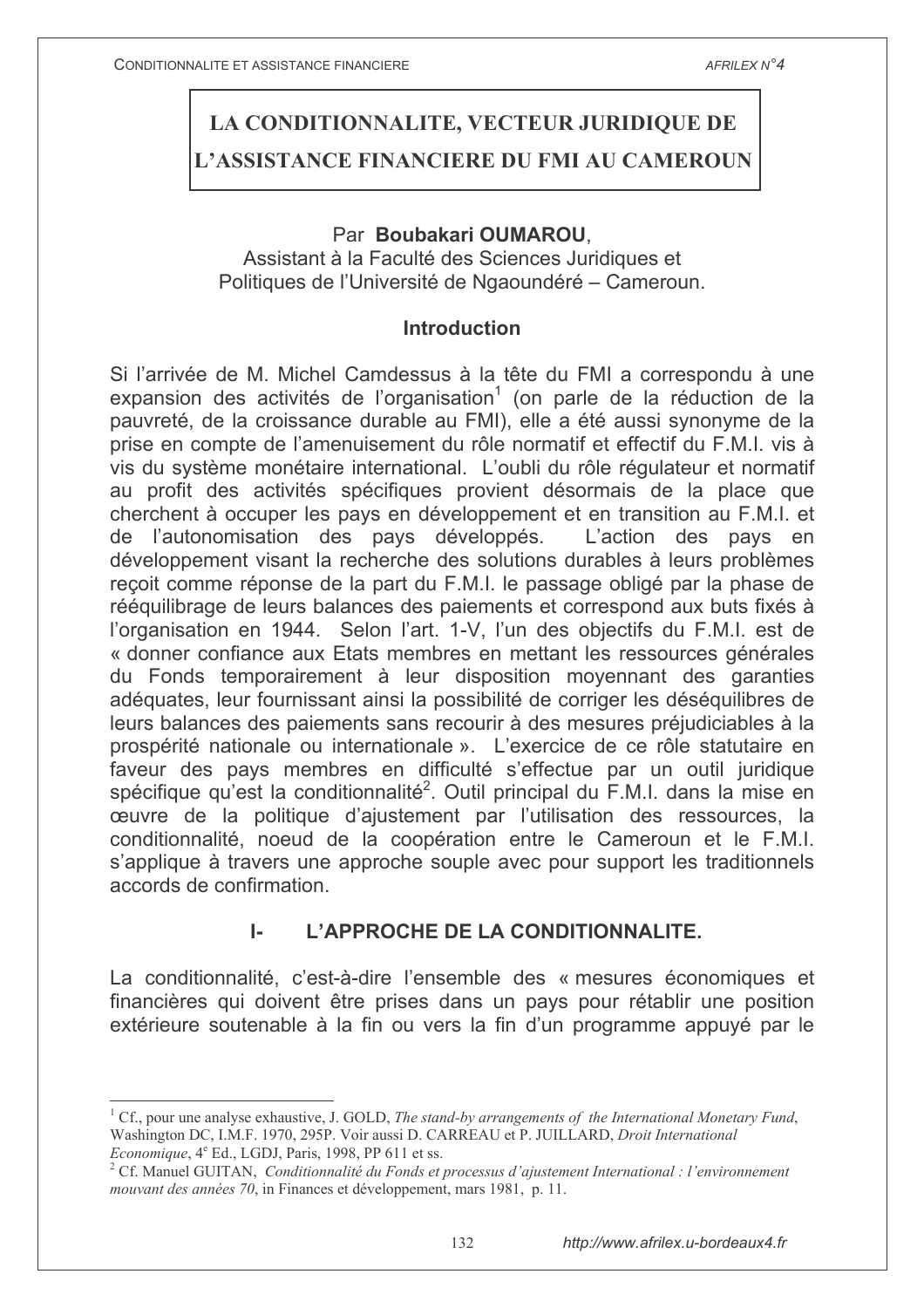# LA CONDITIONNALITE, VECTEUR JURIDIQUE DE L'ASSISTANCE FINANCIERE DU FMI AU CAMEROUN

Par **Boubakari OUMAROU**,
Assistant à la Faculté des Sciences Juridiques et Politiques de l'Université de Ngaoundéré – Cameroun.

## Introduction

Si l'arrivée de M. Michel Camdessus à la tête du FMI a correspondu à une expansion des activités de l'organisation[1] (on parle de la réduction de la pauvreté, de la croissance durable au FMI), elle a été aussi synonyme de la prise en compte de l'amenuisement du rôle normatif et effectif du F.M.I. vis à vis du système monétaire international. L'oubli du rôle régulateur et normatif au profit des activités spécifiques provient désormais de la place que cherchent à occuper les pays en développement et en transition au F.M.I. et de l'autonomisation des pays développés. L'action des pays en développement visant la recherche des solutions durables à leurs problèmes reçoit comme réponse de la part du F.M.I. le passage obligé par la phase de rééquilibrage de leurs balances des paiements et correspond aux buts fixés à l'organisation en 1944. Selon l'art. 1-V, l'un des objectifs du F.M.I. est de « donner confiance aux Etats membres en mettant les ressources générales du Fonds temporairement à leur disposition moyennant des garanties adéquates, leur fournissant ainsi la possibilité de corriger les déséquilibres de leurs balances des paiements sans recourir à des mesures préjudiciables à la prospérité nationale ou internationale ». L'exercice de ce rôle statutaire en faveur des pays membres en difficulté s'effectue par un outil juridique spécifique qu'est la conditionnalité[2]. Outil principal du F.M.I. dans la mise en œuvre de la politique d'ajustement par l'utilisation des ressources, la conditionnalité, noeud de la coopération entre le Cameroun et le F.M.I. s'applique à travers une approche souple avec pour support les traditionnels accords de confirmation.

## I- L'APPROCHE DE LA CONDITIONNALITE.

La conditionnalité, c'est-à-dire l'ensemble des « mesures économiques et financières qui doivent être prises dans un pays pour rétablir une position extérieure soutenable à la fin ou vers la fin d'un programme appuyé par le

---

[1] Cf., pour une analyse exhaustive, J. GOLD, *The stand-by arrangements of the International Monetary Fund*, Washington DC, I.M.F. 1970, 295P. Voir aussi D. CARREAU et P. JUILLARD, *Droit International Economique*, 4e Ed., LGDJ, Paris, 1998, PP 611 et ss.

[2] Cf. Manuel GUITAN, *Conditionnalité du Fonds et processus d'ajustement International : l'environnement mouvant des années 70*, in Finances et développement, mars 1981, p. 11.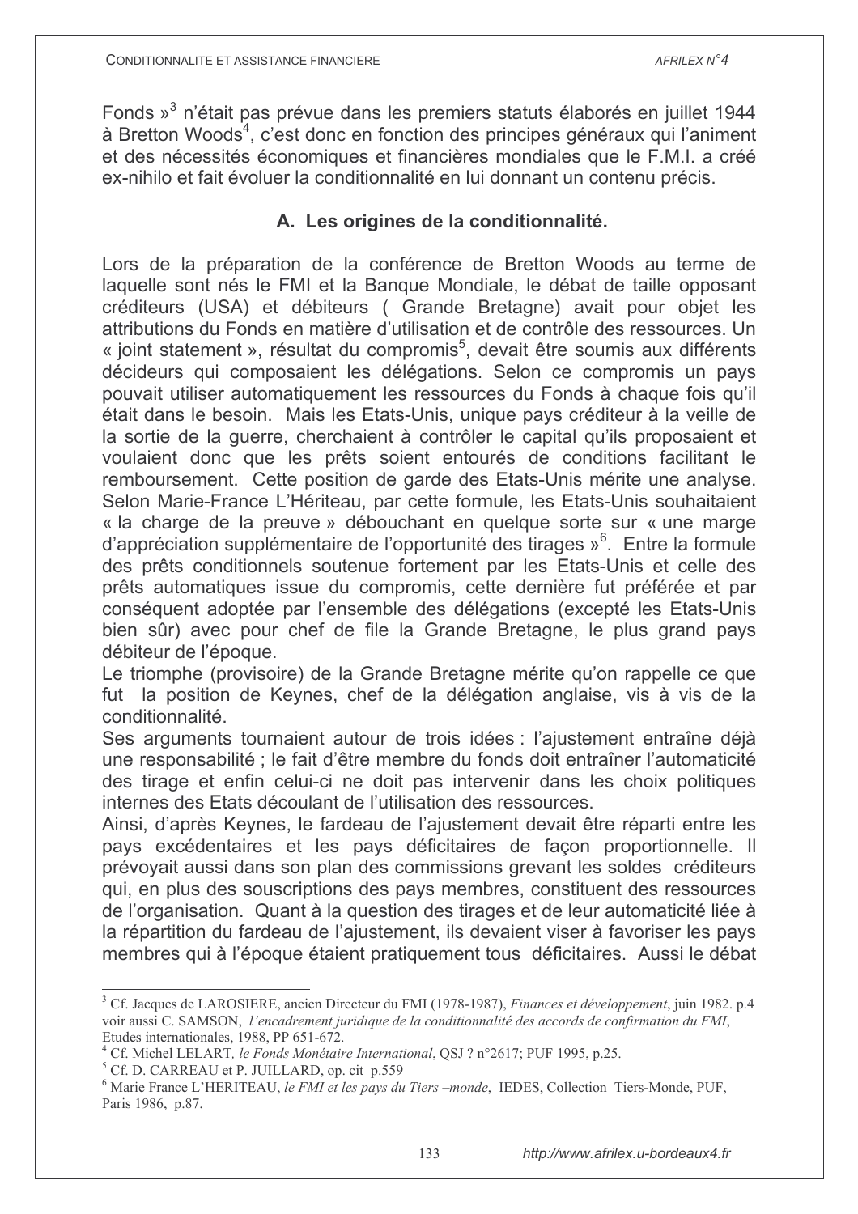Fonds »[3] n'était pas prévue dans les premiers statuts élaborés en juillet 1944 à Bretton Woods[4], c'est donc en fonction des principes généraux qui l'animent et des nécessités économiques et financières mondiales que le F.M.I. a créé ex-nihilo et fait évoluer la conditionnalité en lui donnant un contenu précis.

### A. Les origines de la conditionnalité.

Lors de la préparation de la conférence de Bretton Woods au terme de laquelle sont nés le FMI et la Banque Mondiale, le débat de taille opposant créditeurs (USA) et débiteurs ( Grande Bretagne) avait pour objet les attributions du Fonds en matière d'utilisation et de contrôle des ressources. Un « joint statement », résultat du compromis[5], devait être soumis aux différents décideurs qui composaient les délégations. Selon ce compromis un pays pouvait utiliser automatiquement les ressources du Fonds à chaque fois qu'il était dans le besoin. Mais les Etats-Unis, unique pays créditeur à la veille de la sortie de la guerre, cherchaient à contrôler le capital qu'ils proposaient et voulaient donc que les prêts soient entourés de conditions facilitant le remboursement. Cette position de garde des Etats-Unis mérite une analyse. Selon Marie-France L'Hériteau, par cette formule, les Etats-Unis souhaitaient « la charge de la preuve » débouchant en quelque sorte sur « une marge d'appréciation supplémentaire de l'opportunité des tirages »[6]. Entre la formule des prêts conditionnels soutenue fortement par les Etats-Unis et celle des prêts automatiques issue du compromis, cette dernière fut préférée et par conséquent adoptée par l'ensemble des délégations (excepté les Etats-Unis bien sûr) avec pour chef de file la Grande Bretagne, le plus grand pays débiteur de l'époque.

Le triomphe (provisoire) de la Grande Bretagne mérite qu'on rappelle ce que fut la position de Keynes, chef de la délégation anglaise, vis à vis de la conditionnalité.

Ses arguments tournaient autour de trois idées : l'ajustement entraîne déjà une responsabilité ; le fait d'être membre du fonds doit entraîner l'automaticité des tirage et enfin celui-ci ne doit pas intervenir dans les choix politiques internes des Etats découlant de l'utilisation des ressources.

Ainsi, d'après Keynes, le fardeau de l'ajustement devait être réparti entre les pays excédentaires et les pays déficitaires de façon proportionnelle. Il prévoyait aussi dans son plan des commissions grevant les soldes créditeurs qui, en plus des souscriptions des pays membres, constituent des ressources de l'organisation. Quant à la question des tirages et de leur automaticité liée à la répartition du fardeau de l'ajustement, ils devaient viser à favoriser les pays membres qui à l'époque étaient pratiquement tous déficitaires. Aussi le débat

---

[3] Cf. Jacques de LAROSIERE, ancien Directeur du FMI (1978-1987), *Finances et développement*, juin 1982. p.4 voir aussi C. SAMSON, *l'encadrement juridique de la conditionnalité des accords de confirmation du FMI*, Etudes internationales, 1988, PP 651-672.

[4] Cf. Michel LELART, *le Fonds Monétaire International*, QSJ ? n°2617; PUF 1995, p.25.

[5] Cf. D. CARREAU et P. JUILLARD, op. cit p.559

[6] Marie France L'HERITEAU, *le FMI et les pays du Tiers –monde*, IEDES, Collection Tiers-Monde, PUF, Paris 1986, p.87.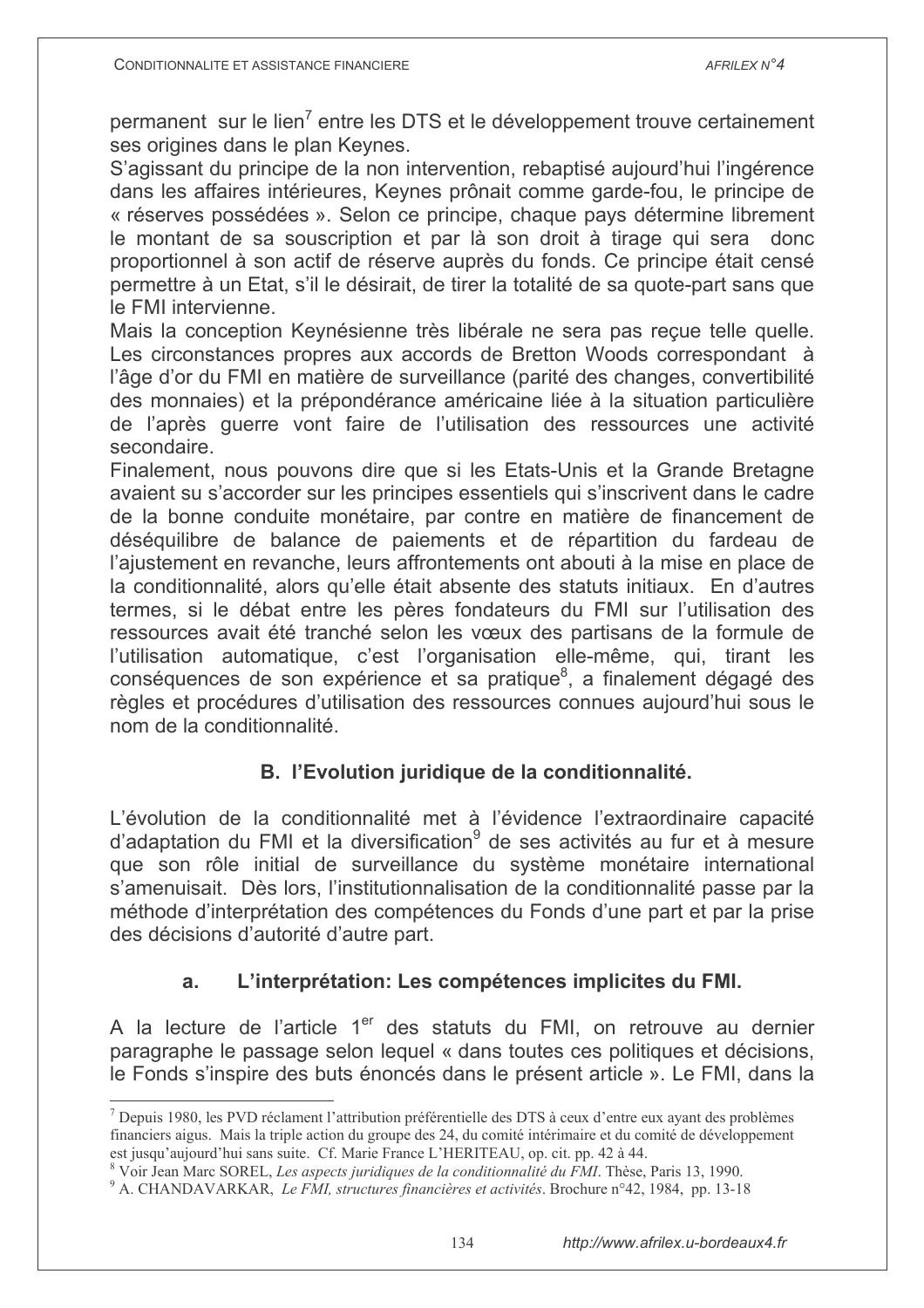permanent sur le lien[7] entre les DTS et le développement trouve certainement ses origines dans le plan Keynes.

S'agissant du principe de la non intervention, rebaptisé aujourd'hui l'ingérence dans les affaires intérieures, Keynes prônait comme garde-fou, le principe de « réserves possédées ». Selon ce principe, chaque pays détermine librement le montant de sa souscription et par là son droit à tirage qui sera donc proportionnel à son actif de réserve auprès du fonds. Ce principe était censé permettre à un Etat, s'il le désirait, de tirer la totalité de sa quote-part sans que le FMI intervienne.

Mais la conception Keynésienne très libérale ne sera pas reçue telle quelle. Les circonstances propres aux accords de Bretton Woods correspondant à l'âge d'or du FMI en matière de surveillance (parité des changes, convertibilité des monnaies) et la prépondérance américaine liée à la situation particulière de l'après guerre vont faire de l'utilisation des ressources une activité secondaire.

Finalement, nous pouvons dire que si les Etats-Unis et la Grande Bretagne avaient su s'accorder sur les principes essentiels qui s'inscrivent dans le cadre de la bonne conduite monétaire, par contre en matière de financement de déséquilibre de balance de paiements et de répartition du fardeau de l'ajustement en revanche, leurs affrontements ont abouti à la mise en place de la conditionnalité, alors qu'elle était absente des statuts initiaux. En d'autres termes, si le débat entre les pères fondateurs du FMI sur l'utilisation des ressources avait été tranché selon les vœux des partisans de la formule de l'utilisation automatique, c'est l'organisation elle-même, qui, tirant les conséquences de son expérience et sa pratique[8], a finalement dégagé des règles et procédures d'utilisation des ressources connues aujourd'hui sous le nom de la conditionnalité.

## B. l'Evolution juridique de la conditionnalité.

L'évolution de la conditionnalité met à l'évidence l'extraordinaire capacité d'adaptation du FMI et la diversification[9] de ses activités au fur et à mesure que son rôle initial de surveillance du système monétaire international s'amenuisait. Dès lors, l'institutionnalisation de la conditionnalité passe par la méthode d'interprétation des compétences du Fonds d'une part et par la prise des décisions d'autorité d'autre part.

### a. L'interprétation: Les compétences implicites du FMI.

A la lecture de l'article 1er des statuts du FMI, on retrouve au dernier paragraphe le passage selon lequel « dans toutes ces politiques et décisions, le Fonds s'inspire des buts énoncés dans le présent article ». Le FMI, dans la

---

[7] Depuis 1980, les PVD réclament l'attribution préférentielle des DTS à ceux d'entre eux ayant des problèmes financiers aigus. Mais la triple action du groupe des 24, du comité intérimaire et du comité de développement est jusqu'aujourd'hui sans suite. Cf. Marie France L'HERITEAU, op. cit. pp. 42 à 44.

[8] Voir Jean Marc SOREL, *Les aspects juridiques de la conditionnalité du FMI*. Thèse, Paris 13, 1990.

[9] A. CHANDAVARKAR, *Le FMI, structures financières et activités*. Brochure n°42, 1984, pp. 13-18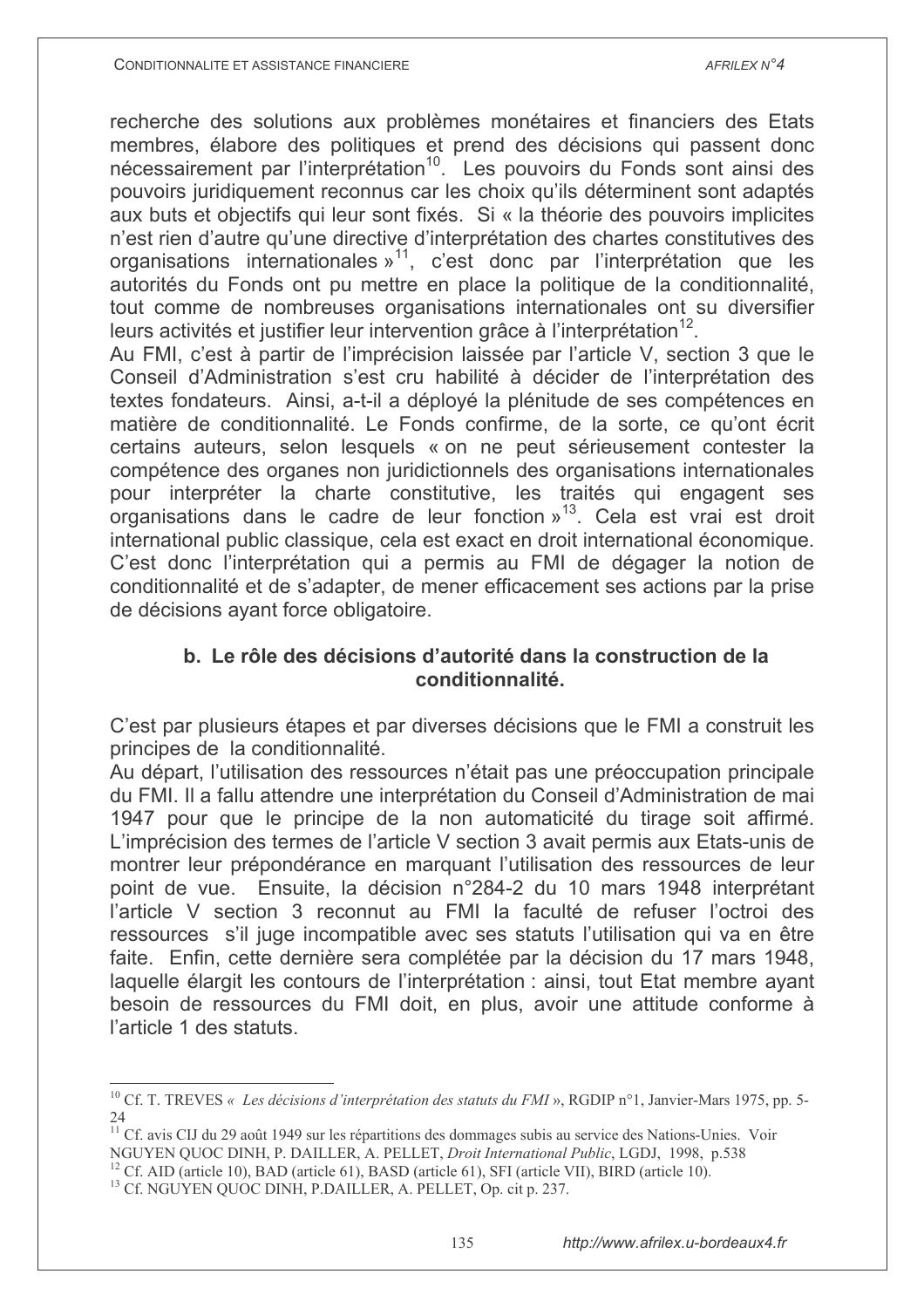recherche des solutions aux problèmes monétaires et financiers des Etats membres, élabore des politiques et prend des décisions qui passent donc nécessairement par l'interprétation[10]. Les pouvoirs du Fonds sont ainsi des pouvoirs juridiquement reconnus car les choix qu'ils déterminent sont adaptés aux buts et objectifs qui leur sont fixés. Si « la théorie des pouvoirs implicites n'est rien d'autre qu'une directive d'interprétation des chartes constitutives des organisations internationales »[11], c'est donc par l'interprétation que les autorités du Fonds ont pu mettre en place la politique de la conditionnalité, tout comme de nombreuses organisations internationales ont su diversifier leurs activités et justifier leur intervention grâce à l'interprétation[12].

Au FMI, c'est à partir de l'imprécision laissée par l'article V, section 3 que le Conseil d'Administration s'est cru habilité à décider de l'interprétation des textes fondateurs. Ainsi, a-t-il a déployé la plénitude de ses compétences en matière de conditionnalité. Le Fonds confirme, de la sorte, ce qu'ont écrit certains auteurs, selon lesquels « on ne peut sérieusement contester la compétence des organes non juridictionnels des organisations internationales pour interpréter la charte constitutive, les traités qui engagent ses organisations dans le cadre de leur fonction »[13]. Cela est vrai est droit international public classique, cela est exact en droit international économique. C'est donc l'interprétation qui a permis au FMI de dégager la notion de conditionnalité et de s'adapter, de mener efficacement ses actions par la prise de décisions ayant force obligatoire.

### b. Le rôle des décisions d'autorité dans la construction de la conditionnalité.

C'est par plusieurs étapes et par diverses décisions que le FMI a construit les principes de la conditionnalité.

Au départ, l'utilisation des ressources n'était pas une préoccupation principale du FMI. Il a fallu attendre une interprétation du Conseil d'Administration de mai 1947 pour que le principe de la non automaticité du tirage soit affirmé. L'imprécision des termes de l'article V section 3 avait permis aux Etats-unis de montrer leur prépondérance en marquant l'utilisation des ressources de leur point de vue. Ensuite, la décision n°284-2 du 10 mars 1948 interprétant l'article V section 3 reconnut au FMI la faculté de refuser l'octroi des ressources s'il juge incompatible avec ses statuts l'utilisation qui va en être faite. Enfin, cette dernière sera complétée par la décision du 17 mars 1948, laquelle élargit les contours de l'interprétation : ainsi, tout Etat membre ayant besoin de ressources du FMI doit, en plus, avoir une attitude conforme à l'article 1 des statuts.

---

[10] Cf. T. TREVES « *Les décisions d'interprétation des statuts du FMI* », RGDIP n°1, Janvier-Mars 1975, pp. 5-24

[11] Cf. avis CIJ du 29 août 1949 sur les répartitions des dommages subis au service des Nations-Unies. Voir NGUYEN QUOC DINH, P. DAILLER, A. PELLET, *Droit International Public*, LGDJ, 1998, p.538

[12] Cf. AID (article 10), BAD (article 61), BASD (article 61), SFI (article VII), BIRD (article 10).

[13] Cf. NGUYEN QUOC DINH, P.DAILLER, A. PELLET, Op. cit p. 237.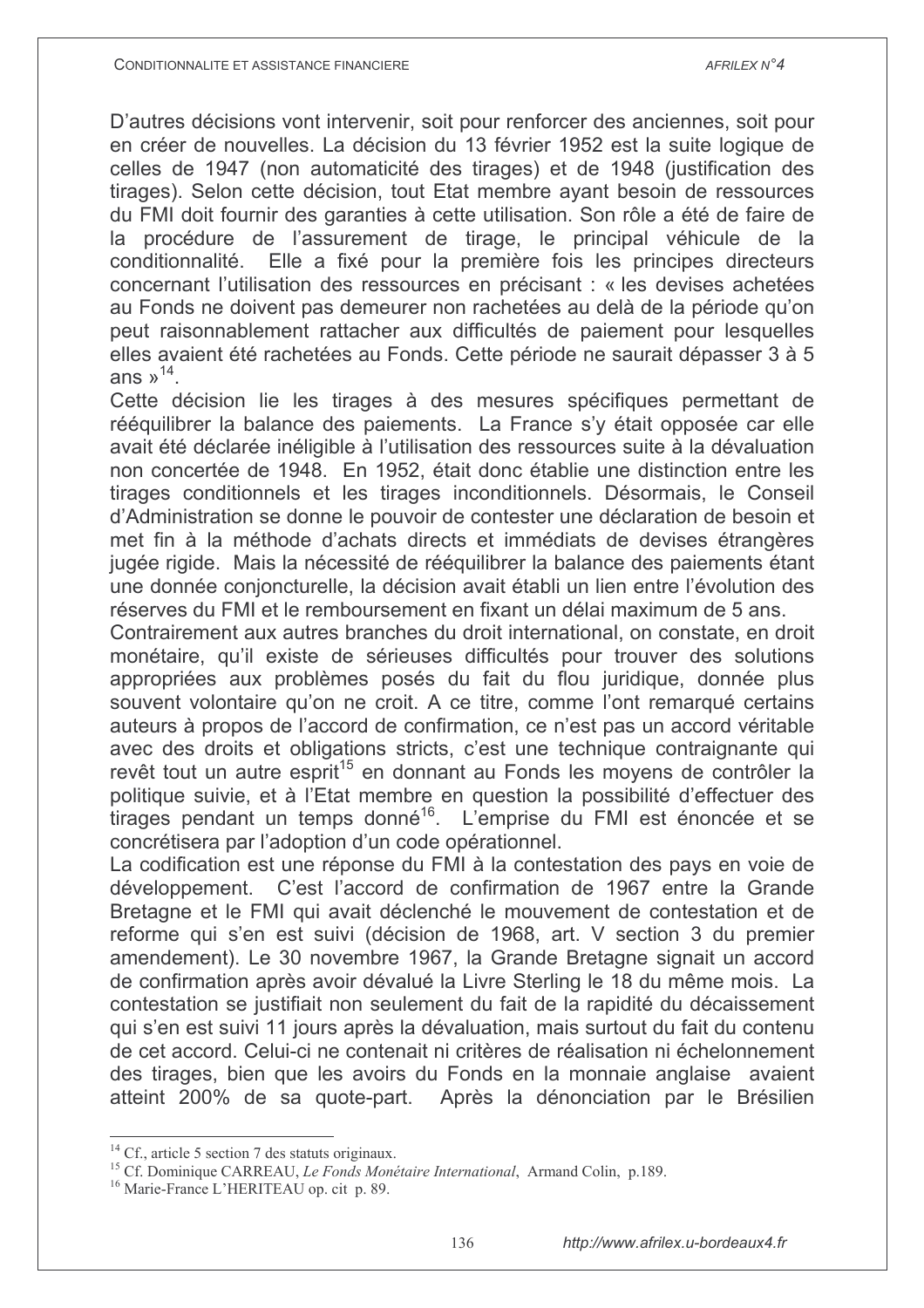D'autres décisions vont intervenir, soit pour renforcer des anciennes, soit pour en créer de nouvelles. La décision du 13 février 1952 est la suite logique de celles de 1947 (non automaticité des tirages) et de 1948 (justification des tirages). Selon cette décision, tout Etat membre ayant besoin de ressources du FMI doit fournir des garanties à cette utilisation. Son rôle a été de faire de la procédure de l'assurement de tirage, le principal véhicule de la conditionnalité. Elle a fixé pour la première fois les principes directeurs concernant l'utilisation des ressources en précisant : « les devises achetées au Fonds ne doivent pas demeurer non rachetées au delà de la période qu'on peut raisonnablement rattacher aux difficultés de paiement pour lesquelles elles avaient été rachetées au Fonds. Cette période ne saurait dépasser 3 à 5 ans »[14].

Cette décision lie les tirages à des mesures spécifiques permettant de rééquilibrer la balance des paiements. La France s'y était opposée car elle avait été déclarée inéligible à l'utilisation des ressources suite à la dévaluation non concertée de 1948. En 1952, était donc établie une distinction entre les tirages conditionnels et les tirages inconditionnels. Désormais, le Conseil d'Administration se donne le pouvoir de contester une déclaration de besoin et met fin à la méthode d'achats directs et immédiats de devises étrangères jugée rigide. Mais la nécessité de rééquilibrer la balance des paiements étant une donnée conjoncturelle, la décision avait établi un lien entre l'évolution des réserves du FMI et le remboursement en fixant un délai maximum de 5 ans.

Contrairement aux autres branches du droit international, on constate, en droit monétaire, qu'il existe de sérieuses difficultés pour trouver des solutions appropriées aux problèmes posés du fait du flou juridique, donnée plus souvent volontaire qu'on ne croit. A ce titre, comme l'ont remarqué certains auteurs à propos de l'accord de confirmation, ce n'est pas un accord véritable avec des droits et obligations stricts, c'est une technique contraignante qui revêt tout un autre esprit[15] en donnant au Fonds les moyens de contrôler la politique suivie, et à l'Etat membre en question la possibilité d'effectuer des tirages pendant un temps donné[16]. L'emprise du FMI est énoncée et se concrétisera par l'adoption d'un code opérationnel.

La codification est une réponse du FMI à la contestation des pays en voie de développement. C'est l'accord de confirmation de 1967 entre la Grande Bretagne et le FMI qui avait déclenché le mouvement de contestation et de reforme qui s'en est suivi (décision de 1968, art. V section 3 du premier amendement). Le 30 novembre 1967, la Grande Bretagne signait un accord de confirmation après avoir dévalué la Livre Sterling le 18 du même mois. La contestation se justifiait non seulement du fait de la rapidité du décaissement qui s'en est suivi 11 jours après la dévaluation, mais surtout du fait du contenu de cet accord. Celui-ci ne contenait ni critères de réalisation ni échelonnement des tirages, bien que les avoirs du Fonds en la monnaie anglaise avaient atteint 200% de sa quote-part. Après la dénonciation par le Brésilien

---

[14] Cf., article 5 section 7 des statuts originaux.

[15] Cf. Dominique CARREAU, *Le Fonds Monétaire International*, Armand Colin, p.189.

[16] Marie-France L'HERITEAU op. cit p. 89.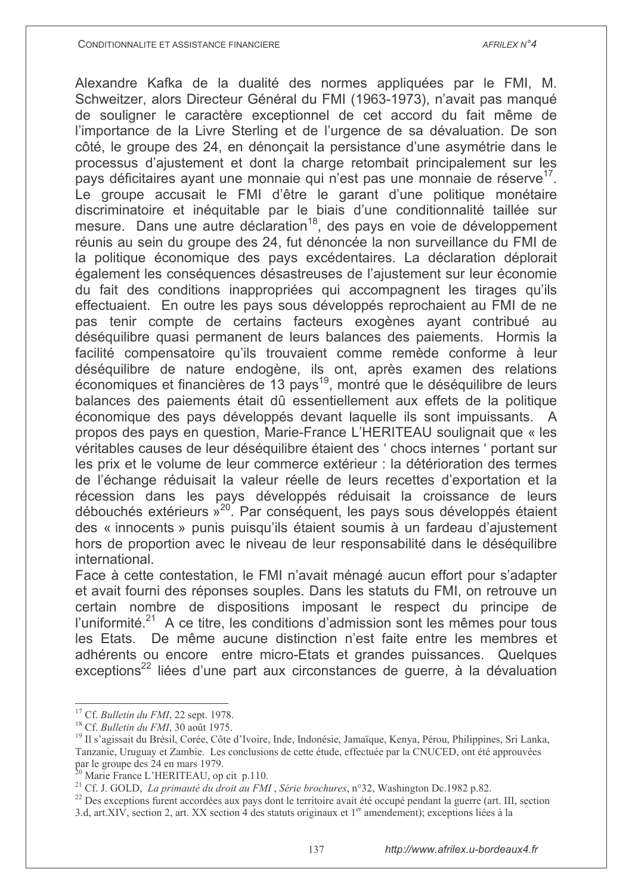Alexandre Kafka de la dualité des normes appliquées par le FMI, M. Schweitzer, alors Directeur Général du FMI (1963-1973), n'avait pas manqué de souligner le caractère exceptionnel de cet accord du fait même de l'importance de la Livre Sterling et de l'urgence de sa dévaluation. De son côté, le groupe des 24, en dénonçait la persistance d'une asymétrie dans le processus d'ajustement et dont la charge retombait principalement sur les pays déficitaires ayant une monnaie qui n'est pas une monnaie de réserve[17]. Le groupe accusait le FMI d'être le garant d'une politique monétaire discriminatoire et inéquitable par le biais d'une conditionnalité taillée sur mesure. Dans une autre déclaration[18], des pays en voie de développement réunis au sein du groupe des 24, fut dénoncée la non surveillance du FMI de la politique économique des pays excédentaires. La déclaration déplorait également les conséquences désastreuses de l'ajustement sur leur économie du fait des conditions inappropriées qui accompagnent les tirages qu'ils effectuaient. En outre les pays sous développés reprochaient au FMI de ne pas tenir compte de certains facteurs exogènes ayant contribué au déséquilibre quasi permanent de leurs balances des paiements. Hormis la facilité compensatoire qu'ils trouvaient comme remède conforme à leur déséquilibre de nature endogène, ils ont, après examen des relations économiques et financières de 13 pays[19], montré que le déséquilibre de leurs balances des paiements était dû essentiellement aux effets de la politique économique des pays développés devant laquelle ils sont impuissants. A propos des pays en question, Marie-France L'HERITEAU soulignait que « les véritables causes de leur déséquilibre étaient des ' chocs internes ' portant sur les prix et le volume de leur commerce extérieur : la détérioration des termes de l'échange réduisait la valeur réelle de leurs recettes d'exportation et la récession dans les pays développés réduisait la croissance de leurs débouchés extérieurs »[20]. Par conséquent, les pays sous développés étaient des « innocents » punis puisqu'ils étaient soumis à un fardeau d'ajustement hors de proportion avec le niveau de leur responsabilité dans le déséquilibre international.

Face à cette contestation, le FMI n'avait ménagé aucun effort pour s'adapter et avait fourni des réponses souples. Dans les statuts du FMI, on retrouve un certain nombre de dispositions imposant le respect du principe de l'uniformité.[21] A ce titre, les conditions d'admission sont les mêmes pour tous les Etats. De même aucune distinction n'est faite entre les membres et adhérents ou encore entre micro-Etats et grandes puissances. Quelques exceptions[22] liées d'une part aux circonstances de guerre, à la dévaluation

---

[17] Cf. *Bulletin du FMI*, 22 sept. 1978.

[18] Cf. *Bulletin du FMI*, 30 août 1975.

[19] Il s'agissait du Brésil, Corée, Côte d'Ivoire, Inde, Indonésie, Jamaïque, Kenya, Pérou, Philippines, Sri Lanka, Tanzanie, Uruguay et Zambie. Les conclusions de cette étude, effectuée par la CNUCED, ont été approuvées par le groupe des 24 en mars 1979.

[20] Marie France L'HERITEAU, op cit p.110.

[21] Cf. J. GOLD, *La primauté du droit au FMI* , *Série brochures*, n°32, Washington Dc.1982 p.82.

[22] Des exceptions furent accordées aux pays dont le territoire avait été occupé pendant la guerre (art. III, section 3.d, art.XIV, section 2, art. XX section 4 des statuts originaux et 1er amendement); exceptions liées à la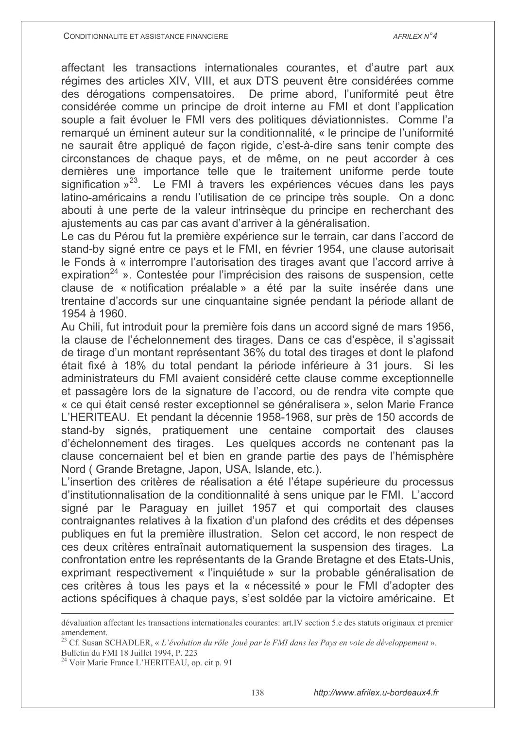affectant les transactions internationales courantes, et d'autre part aux régimes des articles XIV, VIII, et aux DTS peuvent être considérées comme des dérogations compensatoires. De prime abord, l'uniformité peut être considérée comme un principe de droit interne au FMI et dont l'application souple a fait évoluer le FMI vers des politiques déviationnistes. Comme l'a remarqué un éminent auteur sur la conditionnalité, « le principe de l'uniformité ne saurait être appliqué de façon rigide, c'est-à-dire sans tenir compte des circonstances de chaque pays, et de même, on ne peut accorder à ces dernières une importance telle que le traitement uniforme perde toute signification »[23]. Le FMI à travers les expériences vécues dans les pays latino-américains a rendu l'utilisation de ce principe très souple. On a donc abouti à une perte de la valeur intrinsèque du principe en recherchant des ajustements au cas par cas avant d'arriver à la généralisation.

Le cas du Pérou fut la première expérience sur le terrain, car dans l'accord de stand-by signé entre ce pays et le FMI, en février 1954, une clause autorisait le Fonds à « interrompre l'autorisation des tirages avant que l'accord arrive à expiration[24] ». Contestée pour l'imprécision des raisons de suspension, cette clause de « notification préalable » a été par la suite insérée dans une trentaine d'accords sur une cinquantaine signée pendant la période allant de 1954 à 1960.

Au Chili, fut introduit pour la première fois dans un accord signé de mars 1956, la clause de l'échelonnement des tirages. Dans ce cas d'espèce, il s'agissait de tirage d'un montant représentant 36% du total des tirages et dont le plafond était fixé à 18% du total pendant la période inférieure à 31 jours. Si les administrateurs du FMI avaient considéré cette clause comme exceptionnelle et passagère lors de la signature de l'accord, ou de rendra vite compte que « ce qui était censé rester exceptionnel se généralisera », selon Marie France L'HERITEAU. Et pendant la décennie 1958-1968, sur près de 150 accords de stand-by signés, pratiquement une centaine comportait des clauses d'échelonnement des tirages. Les quelques accords ne contenant pas la clause concernaient bel et bien en grande partie des pays de l'hémisphère Nord ( Grande Bretagne, Japon, USA, Islande, etc.).

L'insertion des critères de réalisation a été l'étape supérieure du processus d'institutionnalisation de la conditionnalité à sens unique par le FMI. L'accord signé par le Paraguay en juillet 1957 et qui comportait des clauses contraignantes relatives à la fixation d'un plafond des crédits et des dépenses publiques en fut la première illustration. Selon cet accord, le non respect de ces deux critères entraînait automatiquement la suspension des tirages. La confrontation entre les représentants de la Grande Bretagne et des Etats-Unis, exprimant respectivement « l'inquiétude » sur la probable généralisation de ces critères à tous les pays et la « nécessité » pour le FMI d'adopter des actions spécifiques à chaque pays, s'est soldée par la victoire américaine. Et

---

dévaluation affectant les transactions internationales courantes: art.IV section 5.e des statuts originaux et premier amendement.

[23] Cf. Susan SCHADLER, « *L'évolution du rôle joué par le FMI dans les Pays en voie de développement* ». Bulletin du FMI 18 Juillet 1994, P. 223

[24] Voir Marie France L'HERITEAU, op. cit p. 91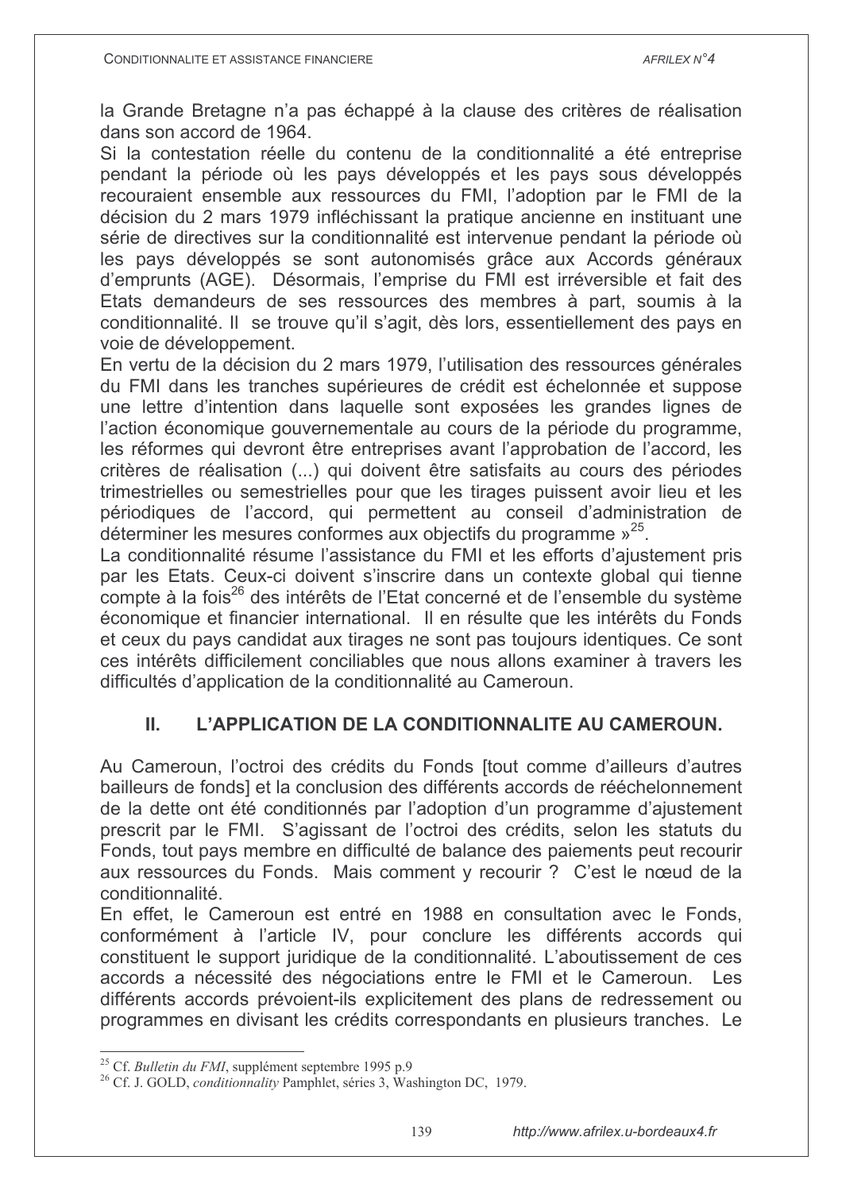la Grande Bretagne n'a pas échappé à la clause des critères de réalisation dans son accord de 1964.

Si la contestation réelle du contenu de la conditionnalité a été entreprise pendant la période où les pays développés et les pays sous développés recouraient ensemble aux ressources du FMI, l'adoption par le FMI de la décision du 2 mars 1979 infléchissant la pratique ancienne en instituant une série de directives sur la conditionnalité est intervenue pendant la période où les pays développés se sont autonomisés grâce aux Accords généraux d'emprunts (AGE). Désormais, l'emprise du FMI est irréversible et fait des Etats demandeurs de ses ressources des membres à part, soumis à la conditionnalité. Il se trouve qu'il s'agit, dès lors, essentiellement des pays en voie de développement.

En vertu de la décision du 2 mars 1979, l'utilisation des ressources générales du FMI dans les tranches supérieures de crédit est échelonnée et suppose une lettre d'intention dans laquelle sont exposées les grandes lignes de l'action économique gouvernementale au cours de la période du programme, les réformes qui devront être entreprises avant l'approbation de l'accord, les critères de réalisation (...) qui doivent être satisfaits au cours des périodes trimestrielles ou semestrielles pour que les tirages puissent avoir lieu et les périodiques de l'accord, qui permettent au conseil d'administration de déterminer les mesures conformes aux objectifs du programme »[25].

La conditionnalité résume l'assistance du FMI et les efforts d'ajustement pris par les Etats. Ceux-ci doivent s'inscrire dans un contexte global qui tienne compte à la fois[26] des intérêts de l'Etat concerné et de l'ensemble du système économique et financier international. Il en résulte que les intérêts du Fonds et ceux du pays candidat aux tirages ne sont pas toujours identiques. Ce sont ces intérêts difficilement conciliables que nous allons examiner à travers les difficultés d'application de la conditionnalité au Cameroun.

## II. L'APPLICATION DE LA CONDITIONNALITE AU CAMEROUN.

Au Cameroun, l'octroi des crédits du Fonds [tout comme d'ailleurs d'autres bailleurs de fonds] et la conclusion des différents accords de rééchelonnement de la dette ont été conditionnés par l'adoption d'un programme d'ajustement prescrit par le FMI. S'agissant de l'octroi des crédits, selon les statuts du Fonds, tout pays membre en difficulté de balance des paiements peut recourir aux ressources du Fonds. Mais comment y recourir ? C'est le nœud de la conditionnalité.

En effet, le Cameroun est entré en 1988 en consultation avec le Fonds, conformément à l'article IV, pour conclure les différents accords qui constituent le support juridique de la conditionnalité. L'aboutissement de ces accords a nécessité des négociations entre le FMI et le Cameroun. Les différents accords prévoient-ils explicitement des plans de redressement ou programmes en divisant les crédits correspondants en plusieurs tranches. Le

---

[25] Cf. *Bulletin du FMI*, supplément septembre 1995 p.9

[26] Cf. J. GOLD, *conditionnality* Pamphlet, séries 3, Washington DC, 1979.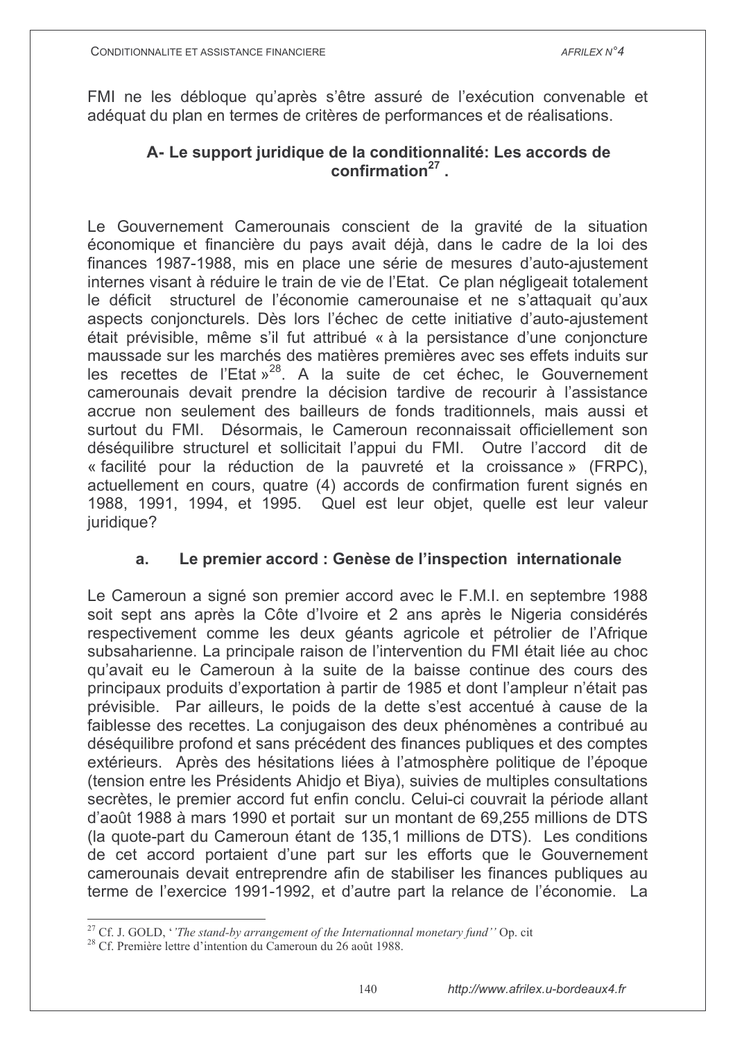FMI ne les débloque qu'après s'être assuré de l'exécution convenable et adéquat du plan en termes de critères de performances et de réalisations.

### A- Le support juridique de la conditionnalité: Les accords de confirmation[27] .

Le Gouvernement Camerounais conscient de la gravité de la situation économique et financière du pays avait déjà, dans le cadre de la loi des finances 1987-1988, mis en place une série de mesures d'auto-ajustement internes visant à réduire le train de vie de l'Etat. Ce plan négligeait totalement le déficit structurel de l'économie camerounaise et ne s'attaquait qu'aux aspects conjoncturels. Dès lors l'échec de cette initiative d'auto-ajustement était prévisible, même s'il fut attribué « à la persistance d'une conjoncture maussade sur les marchés des matières premières avec ses effets induits sur les recettes de l'Etat »[28]. A la suite de cet échec, le Gouvernement camerounais devait prendre la décision tardive de recourir à l'assistance accrue non seulement des bailleurs de fonds traditionnels, mais aussi et surtout du FMI. Désormais, le Cameroun reconnaissait officiellement son déséquilibre structurel et sollicitait l'appui du FMI. Outre l'accord dit de « facilité pour la réduction de la pauvreté et la croissance » (FRPC), actuellement en cours, quatre (4) accords de confirmation furent signés en 1988, 1991, 1994, et 1995. Quel est leur objet, quelle est leur valeur juridique?

#### a. Le premier accord : Genèse de l'inspection internationale

Le Cameroun a signé son premier accord avec le F.M.I. en septembre 1988 soit sept ans après la Côte d'Ivoire et 2 ans après le Nigeria considérés respectivement comme les deux géants agricole et pétrolier de l'Afrique subsaharienne. La principale raison de l'intervention du FMI était liée au choc qu'avait eu le Cameroun à la suite de la baisse continue des cours des principaux produits d'exportation à partir de 1985 et dont l'ampleur n'était pas prévisible. Par ailleurs, le poids de la dette s'est accentué à cause de la faiblesse des recettes. La conjugaison des deux phénomènes a contribué au déséquilibre profond et sans précédent des finances publiques et des comptes extérieurs. Après des hésitations liées à l'atmosphère politique de l'époque (tension entre les Présidents Ahidjo et Biya), suivies de multiples consultations secrètes, le premier accord fut enfin conclu. Celui-ci couvrait la période allant d'août 1988 à mars 1990 et portait sur un montant de 69,255 millions de DTS (la quote-part du Cameroun étant de 135,1 millions de DTS). Les conditions de cet accord portaient d'une part sur les efforts que le Gouvernement camerounais devait entreprendre afin de stabiliser les finances publiques au terme de l'exercice 1991-1992, et d'autre part la relance de l'économie. La

---

[27] Cf. J. GOLD, '*'The stand-by arrangement of the Internationnal monetary fund''* Op. cit

[28] Cf. Première lettre d'intention du Cameroun du 26 août 1988.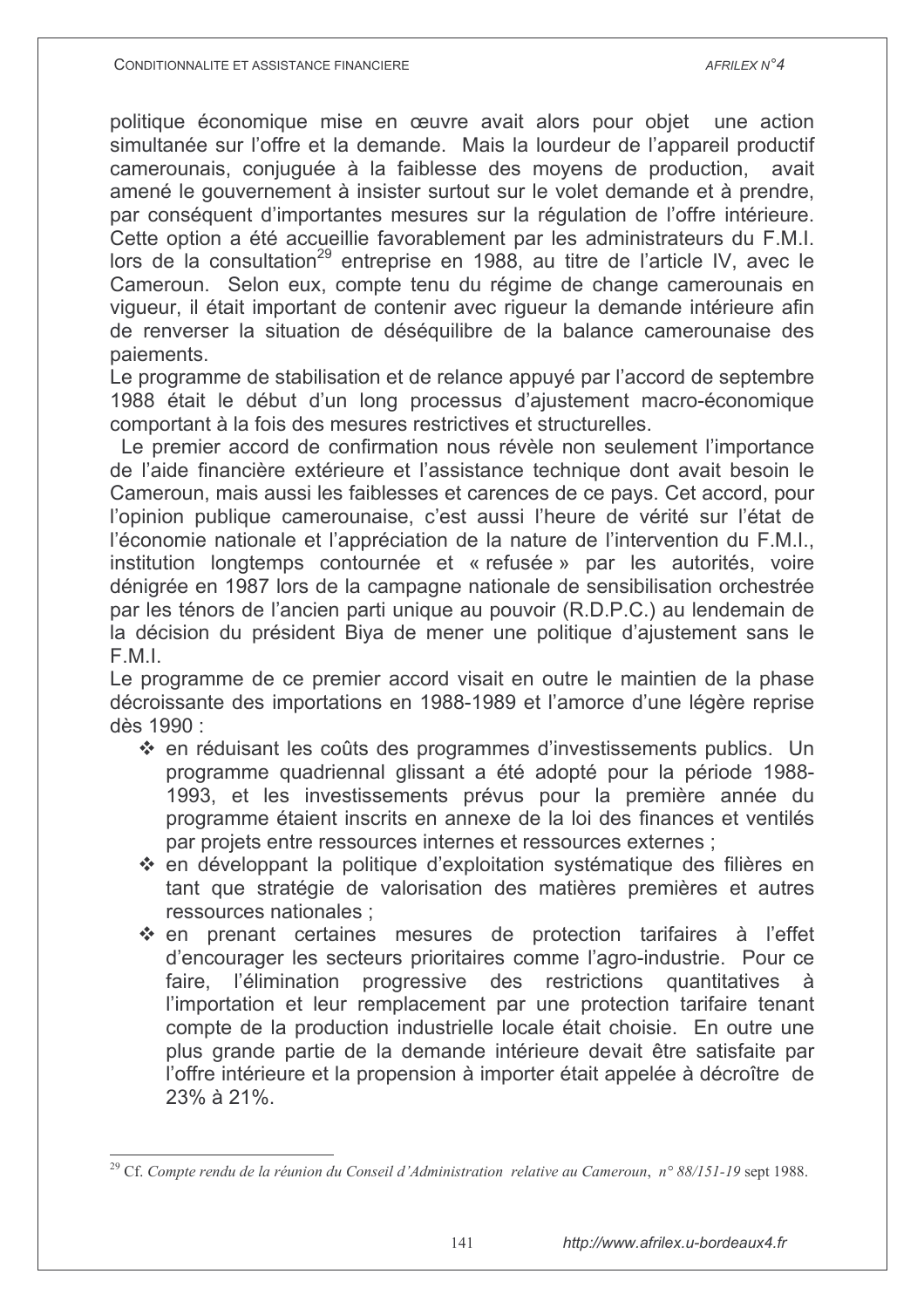politique économique mise en œuvre avait alors pour objet une action simultanée sur l'offre et la demande. Mais la lourdeur de l'appareil productif camerounais, conjuguée à la faiblesse des moyens de production, avait amené le gouvernement à insister surtout sur le volet demande et à prendre, par conséquent d'importantes mesures sur la régulation de l'offre intérieure. Cette option a été accueillie favorablement par les administrateurs du F.M.I. lors de la consultation[29] entreprise en 1988, au titre de l'article IV, avec le Cameroun. Selon eux, compte tenu du régime de change camerounais en vigueur, il était important de contenir avec rigueur la demande intérieure afin de renverser la situation de déséquilibre de la balance camerounaise des paiements.

Le programme de stabilisation et de relance appuyé par l'accord de septembre 1988 était le début d'un long processus d'ajustement macro-économique comportant à la fois des mesures restrictives et structurelles.

Le premier accord de confirmation nous révèle non seulement l'importance de l'aide financière extérieure et l'assistance technique dont avait besoin le Cameroun, mais aussi les faiblesses et carences de ce pays. Cet accord, pour l'opinion publique camerounaise, c'est aussi l'heure de vérité sur l'état de l'économie nationale et l'appréciation de la nature de l'intervention du F.M.I., institution longtemps contournée et « refusée » par les autorités, voire dénigrée en 1987 lors de la campagne nationale de sensibilisation orchestrée par les ténors de l'ancien parti unique au pouvoir (R.D.P.C.) au lendemain de la décision du président Biya de mener une politique d'ajustement sans le F.M.I.

Le programme de ce premier accord visait en outre le maintien de la phase décroissante des importations en 1988-1989 et l'amorce d'une légère reprise dès 1990 :

- en réduisant les coûts des programmes d'investissements publics. Un programme quadriennal glissant a été adopté pour la période 1988-1993, et les investissements prévus pour la première année du programme étaient inscrits en annexe de la loi des finances et ventilés par projets entre ressources internes et ressources externes ;
- en développant la politique d'exploitation systématique des filières en tant que stratégie de valorisation des matières premières et autres ressources nationales ;
- en prenant certaines mesures de protection tarifaires à l'effet d'encourager les secteurs prioritaires comme l'agro-industrie. Pour ce faire, l'élimination progressive des restrictions quantitatives à l'importation et leur remplacement par une protection tarifaire tenant compte de la production industrielle locale était choisie. En outre une plus grande partie de la demande intérieure devait être satisfaite par l'offre intérieure et la propension à importer était appelée à décroître de 23% à 21%.

---

[29] Cf. *Compte rendu de la réunion du Conseil d'Administration relative au Cameroun*, *n° 88/151-19* sept 1988.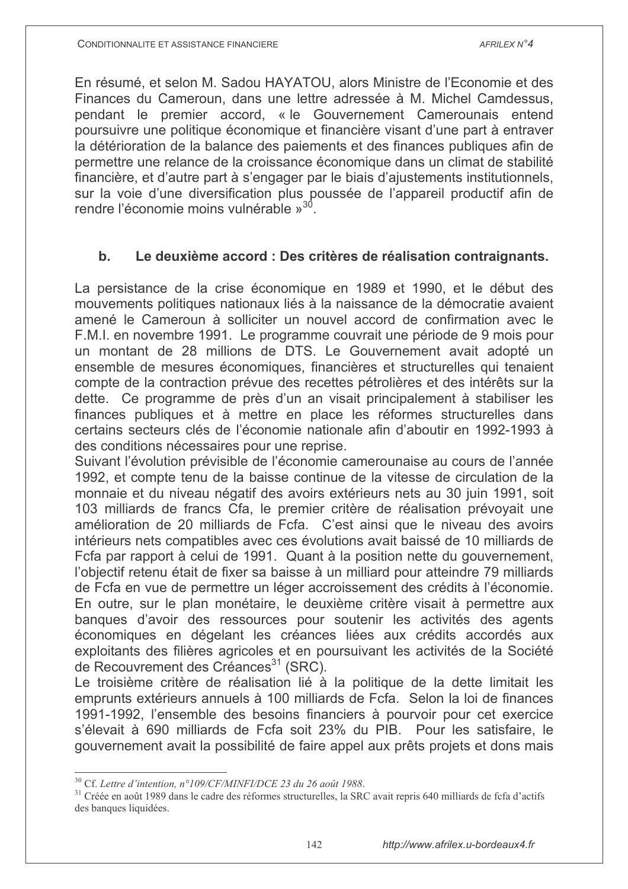En résumé, et selon M. Sadou HAYATOU, alors Ministre de l'Economie et des Finances du Cameroun, dans une lettre adressée à M. Michel Camdessus, pendant le premier accord, « le Gouvernement Camerounais entend poursuivre une politique économique et financière visant d'une part à entraver la détérioration de la balance des paiements et des finances publiques afin de permettre une relance de la croissance économique dans un climat de stabilité financière, et d'autre part à s'engager par le biais d'ajustements institutionnels, sur la voie d'une diversification plus poussée de l'appareil productif afin de rendre l'économie moins vulnérable »[30].

### b. Le deuxième accord : Des critères de réalisation contraignants.

La persistance de la crise économique en 1989 et 1990, et le début des mouvements politiques nationaux liés à la naissance de la démocratie avaient amené le Cameroun à solliciter un nouvel accord de confirmation avec le F.M.I. en novembre 1991. Le programme couvrait une période de 9 mois pour un montant de 28 millions de DTS. Le Gouvernement avait adopté un ensemble de mesures économiques, financières et structurelles qui tenaient compte de la contraction prévue des recettes pétrolières et des intérêts sur la dette. Ce programme de près d'un an visait principalement à stabiliser les finances publiques et à mettre en place les réformes structurelles dans certains secteurs clés de l'économie nationale afin d'aboutir en 1992-1993 à des conditions nécessaires pour une reprise.

Suivant l'évolution prévisible de l'économie camerounaise au cours de l'année 1992, et compte tenu de la baisse continue de la vitesse de circulation de la monnaie et du niveau négatif des avoirs extérieurs nets au 30 juin 1991, soit 103 milliards de francs Cfa, le premier critère de réalisation prévoyait une amélioration de 20 milliards de Fcfa. C'est ainsi que le niveau des avoirs intérieurs nets compatibles avec ces évolutions avait baissé de 10 milliards de Fcfa par rapport à celui de 1991. Quant à la position nette du gouvernement, l'objectif retenu était de fixer sa baisse à un milliard pour atteindre 79 milliards de Fcfa en vue de permettre un léger accroissement des crédits à l'économie. En outre, sur le plan monétaire, le deuxième critère visait à permettre aux banques d'avoir des ressources pour soutenir les activités des agents économiques en dégelant les créances liées aux crédits accordés aux exploitants des filières agricoles et en poursuivant les activités de la Société de Recouvrement des Créances[31] (SRC).

Le troisième critère de réalisation lié à la politique de la dette limitait les emprunts extérieurs annuels à 100 milliards de Fcfa. Selon la loi de finances 1991-1992, l'ensemble des besoins financiers à pourvoir pour cet exercice s'élevait à 690 milliards de Fcfa soit 23% du PIB. Pour les satisfaire, le gouvernement avait la possibilité de faire appel aux prêts projets et dons mais

---

[30] Cf. *Lettre d'intention, n°109/CF/MINFI/DCE 23 du 26 août 1988*.

[31] Créée en août 1989 dans le cadre des réformes structurelles, la SRC avait repris 640 milliards de fcfa d'actifs des banques liquidées.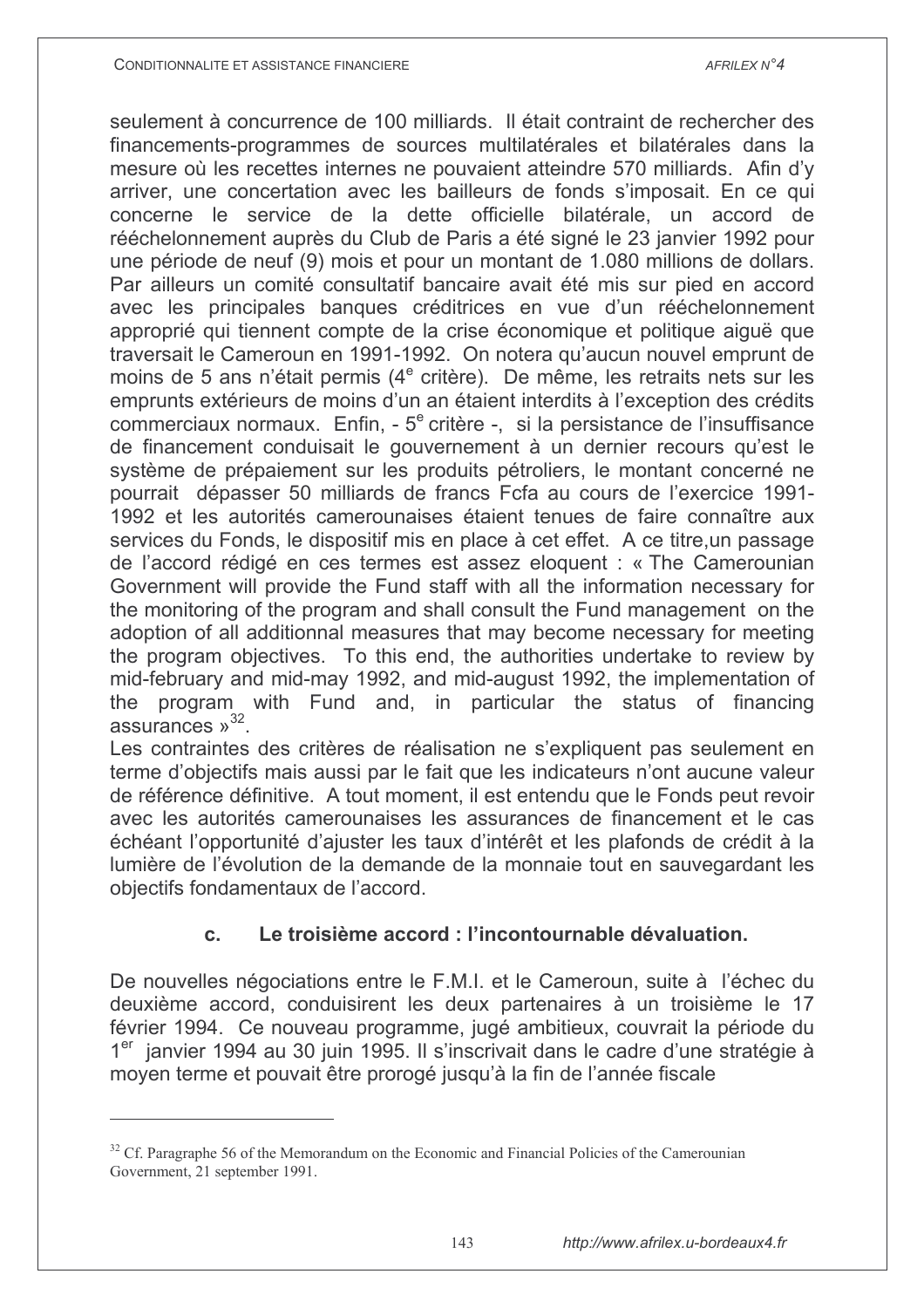seulement à concurrence de 100 milliards. Il était contraint de rechercher des financements-programmes de sources multilatérales et bilatérales dans la mesure où les recettes internes ne pouvaient atteindre 570 milliards. Afin d'y arriver, une concertation avec les bailleurs de fonds s'imposait. En ce qui concerne le service de la dette officielle bilatérale, un accord de rééchelonnement auprès du Club de Paris a été signé le 23 janvier 1992 pour une période de neuf (9) mois et pour un montant de 1.080 millions de dollars. Par ailleurs un comité consultatif bancaire avait été mis sur pied en accord avec les principales banques créditrices en vue d'un rééchelonnement approprié qui tiennent compte de la crise économique et politique aiguë que traversait le Cameroun en 1991-1992. On notera qu'aucun nouvel emprunt de moins de 5 ans n'était permis (4[e] critère). De même, les retraits nets sur les emprunts extérieurs de moins d'un an étaient interdits à l'exception des crédits commerciaux normaux. Enfin, - 5[e] critère -, si la persistance de l'insuffisance de financement conduisait le gouvernement à un dernier recours qu'est le système de prépaiement sur les produits pétroliers, le montant concerné ne pourrait dépasser 50 milliards de francs Fcfa au cours de l'exercice 1991-1992 et les autorités camerounaises étaient tenues de faire connaître aux services du Fonds, le dispositif mis en place à cet effet. A ce titre,un passage de l'accord rédigé en ces termes est assez eloquent : « The Camerounian Government will provide the Fund staff with all the information necessary for the monitoring of the program and shall consult the Fund management on the adoption of all additionnal measures that may become necessary for meeting the program objectives. To this end, the authorities undertake to review by mid-february and mid-may 1992, and mid-august 1992, the implementation of the program with Fund and, in particular the status of financing assurances »[32].

Les contraintes des critères de réalisation ne s'expliquent pas seulement en terme d'objectifs mais aussi par le fait que les indicateurs n'ont aucune valeur de référence définitive. A tout moment, il est entendu que le Fonds peut revoir avec les autorités camerounaises les assurances de financement et le cas échéant l'opportunité d'ajuster les taux d'intérêt et les plafonds de crédit à la lumière de l'évolution de la demande de la monnaie tout en sauvegardant les objectifs fondamentaux de l'accord.

### c. Le troisième accord : l'incontournable dévaluation.

De nouvelles négociations entre le F.M.I. et le Cameroun, suite à l'échec du deuxième accord, conduisirent les deux partenaires à un troisième le 17 février 1994. Ce nouveau programme, jugé ambitieux, couvrait la période du 1[er] janvier 1994 au 30 juin 1995. Il s'inscrivait dans le cadre d'une stratégie à moyen terme et pouvait être prorogé jusqu'à la fin de l'année fiscale

---

[32] Cf. Paragraphe 56 of the Memorandum on the Economic and Financial Policies of the Camerounian Government, 21 september 1991.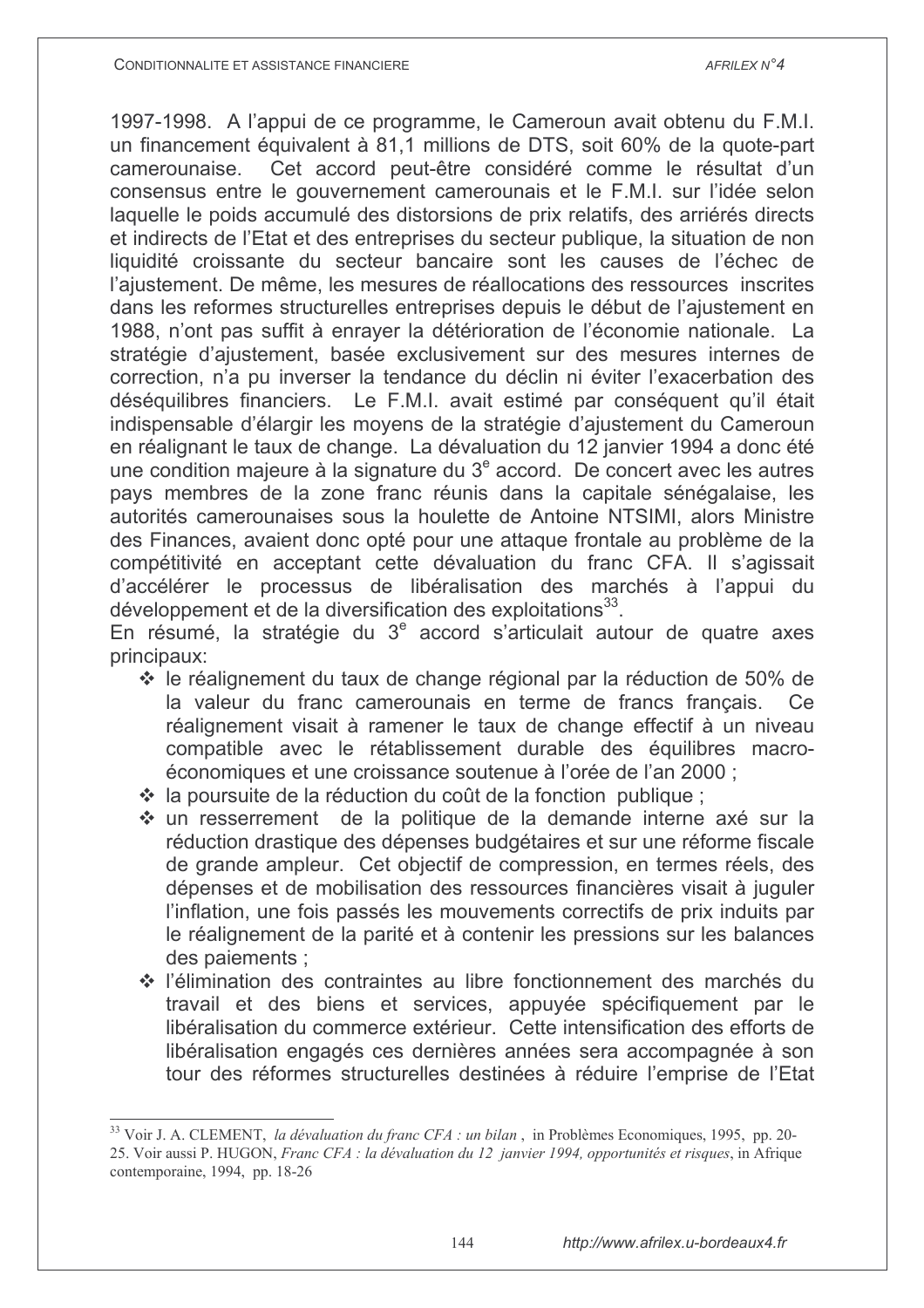1997-1998. A l'appui de ce programme, le Cameroun avait obtenu du F.M.I. un financement équivalent à 81,1 millions de DTS, soit 60% de la quote-part camerounaise. Cet accord peut-être considéré comme le résultat d'un consensus entre le gouvernement camerounais et le F.M.I. sur l'idée selon laquelle le poids accumulé des distorsions de prix relatifs, des arriérés directs et indirects de l'Etat et des entreprises du secteur publique, la situation de non liquidité croissante du secteur bancaire sont les causes de l'échec de l'ajustement. De même, les mesures de réallocations des ressources inscrites dans les reformes structurelles entreprises depuis le début de l'ajustement en 1988, n'ont pas suffit à enrayer la détérioration de l'économie nationale. La stratégie d'ajustement, basée exclusivement sur des mesures internes de correction, n'a pu inverser la tendance du déclin ni éviter l'exacerbation des déséquilibres financiers. Le F.M.I. avait estimé par conséquent qu'il était indispensable d'élargir les moyens de la stratégie d'ajustement du Cameroun en réalignant le taux de change. La dévaluation du 12 janvier 1994 a donc été une condition majeure à la signature du 3e accord. De concert avec les autres pays membres de la zone franc réunis dans la capitale sénégalaise, les autorités camerounaises sous la houlette de Antoine NTSIMI, alors Ministre des Finances, avaient donc opté pour une attaque frontale au problème de la compétitivité en acceptant cette dévaluation du franc CFA. Il s'agissait d'accélérer le processus de libéralisation des marchés à l'appui du développement et de la diversification des exploitations[33].

En résumé, la stratégie du 3e accord s'articulait autour de quatre axes principaux:

- le réalignement du taux de change régional par la réduction de 50% de la valeur du franc camerounais en terme de francs français. Ce réalignement visait à ramener le taux de change effectif à un niveau compatible avec le rétablissement durable des équilibres macro-économiques et une croissance soutenue à l'orée de l'an 2000 ;
- la poursuite de la réduction du coût de la fonction publique ;
- un resserrement de la politique de la demande interne axé sur la réduction drastique des dépenses budgétaires et sur une réforme fiscale de grande ampleur. Cet objectif de compression, en termes réels, des dépenses et de mobilisation des ressources financières visait à juguler l'inflation, une fois passés les mouvements correctifs de prix induits par le réalignement de la parité et à contenir les pressions sur les balances des paiements ;
- l'élimination des contraintes au libre fonctionnement des marchés du travail et des biens et services, appuyée spécifiquement par le libéralisation du commerce extérieur. Cette intensification des efforts de libéralisation engagés ces dernières années sera accompagnée à son tour des réformes structurelles destinées à réduire l'emprise de l'Etat

---

[33] Voir J. A. CLEMENT, *la dévaluation du franc CFA : un bilan* , in Problèmes Economiques, 1995, pp. 20-25. Voir aussi P. HUGON, *Franc CFA : la dévaluation du 12 janvier 1994, opportunités et risques*, in Afrique contemporaine, 1994, pp. 18-26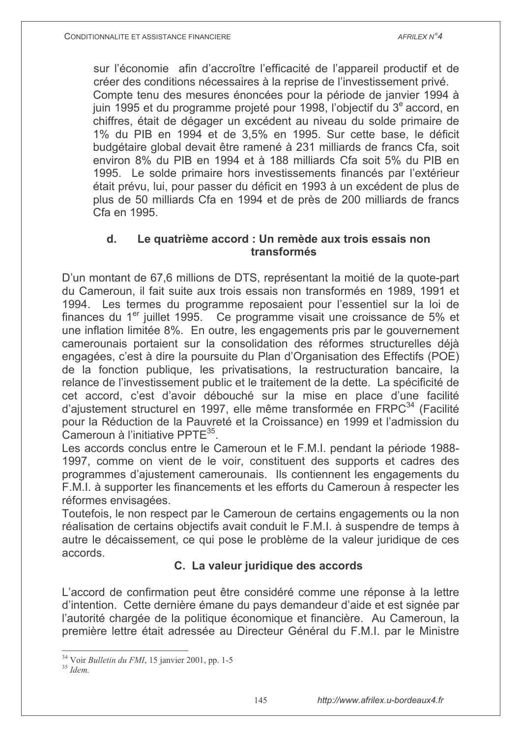sur l'économie afin d'accroître l'efficacité de l'appareil productif et de créer des conditions nécessaires à la reprise de l'investissement privé.
Compte tenu des mesures énoncées pour la période de janvier 1994 à juin 1995 et du programme projeté pour 1998, l'objectif du 3e accord, en chiffres, était de dégager un excédent au niveau du solde primaire de 1% du PIB en 1994 et de 3,5% en 1995. Sur cette base, le déficit budgétaire global devait être ramené à 231 milliards de francs Cfa, soit environ 8% du PIB en 1994 et à 188 milliards Cfa soit 5% du PIB en 1995. Le solde primaire hors investissements financés par l'extérieur était prévu, lui, pour passer du déficit en 1993 à un excédent de plus de plus de 50 milliards Cfa en 1994 et de près de 200 milliards de francs Cfa en 1995.

#### d. Le quatrième accord : Un remède aux trois essais non transformés

D'un montant de 67,6 millions de DTS, représentant la moitié de la quote-part du Cameroun, il fait suite aux trois essais non transformés en 1989, 1991 et 1994. Les termes du programme reposaient pour l'essentiel sur la loi de finances du 1er juillet 1995. Ce programme visait une croissance de 5% et une inflation limitée 8%. En outre, les engagements pris par le gouvernement camerounais portaient sur la consolidation des réformes structurelles déjà engagées, c'est à dire la poursuite du Plan d'Organisation des Effectifs (POE) de la fonction publique, les privatisations, la restructuration bancaire, la relance de l'investissement public et le traitement de la dette. La spécificité de cet accord, c'est d'avoir débouché sur la mise en place d'une facilité d'ajustement structurel en 1997, elle même transformée en FRPC[34] (Facilité pour la Réduction de la Pauvreté et la Croissance) en 1999 et l'admission du Cameroun à l'initiative PPTE[35].
Les accords conclus entre le Cameroun et le F.M.I. pendant la période 1988-1997, comme on vient de le voir, constituent des supports et cadres des programmes d'ajustement camerounais. Ils contiennent les engagements du F.M.I. à supporter les financements et les efforts du Cameroun à respecter les réformes envisagées.
Toutefois, le non respect par le Cameroun de certains engagements ou la non réalisation de certains objectifs avait conduit le F.M.I. à suspendre de temps à autre le décaissement, ce qui pose le problème de la valeur juridique de ces accords.

### C. La valeur juridique des accords

L'accord de confirmation peut être considéré comme une réponse à la lettre d'intention. Cette dernière émane du pays demandeur d'aide et est signée par l'autorité chargée de la politique économique et financière. Au Cameroun, la première lettre était adressée au Directeur Général du F.M.I. par le Ministre

---

[34] Voir *Bulletin du FMI*, 15 janvier 2001, pp. 1-5

[35] *Idem.*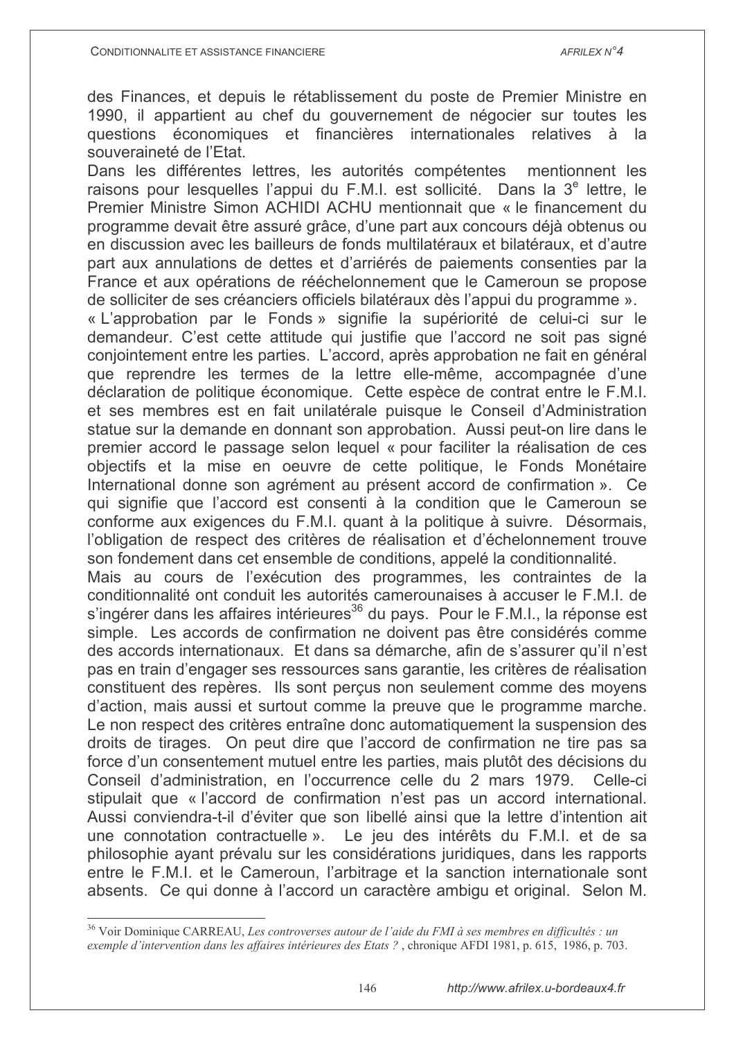des Finances, et depuis le rétablissement du poste de Premier Ministre en 1990, il appartient au chef du gouvernement de négocier sur toutes les questions économiques et financières internationales relatives à la souveraineté de l'Etat.

Dans les différentes lettres, les autorités compétentes mentionnent les raisons pour lesquelles l'appui du F.M.I. est sollicité. Dans la 3e lettre, le Premier Ministre Simon ACHIDI ACHU mentionnait que « le financement du programme devait être assuré grâce, d'une part aux concours déjà obtenus ou en discussion avec les bailleurs de fonds multilatéraux et bilatéraux, et d'autre part aux annulations de dettes et d'arriérés de paiements consenties par la France et aux opérations de rééchelonnement que le Cameroun se propose de solliciter de ses créanciers officiels bilatéraux dès l'appui du programme ».

« L'approbation par le Fonds » signifie la supériorité de celui-ci sur le demandeur. C'est cette attitude qui justifie que l'accord ne soit pas signé conjointement entre les parties. L'accord, après approbation ne fait en général que reprendre les termes de la lettre elle-même, accompagnée d'une déclaration de politique économique. Cette espèce de contrat entre le F.M.I. et ses membres est en fait unilatérale puisque le Conseil d'Administration statue sur la demande en donnant son approbation. Aussi peut-on lire dans le premier accord le passage selon lequel « pour faciliter la réalisation de ces objectifs et la mise en oeuvre de cette politique, le Fonds Monétaire International donne son agrément au présent accord de confirmation ». Ce qui signifie que l'accord est consenti à la condition que le Cameroun se conforme aux exigences du F.M.I. quant à la politique à suivre. Désormais, l'obligation de respect des critères de réalisation et d'échelonnement trouve son fondement dans cet ensemble de conditions, appelé la conditionnalité.

Mais au cours de l'exécution des programmes, les contraintes de la conditionnalité ont conduit les autorités camerounaises à accuser le F.M.I. de s'ingérer dans les affaires intérieures[36] du pays. Pour le F.M.I., la réponse est simple. Les accords de confirmation ne doivent pas être considérés comme des accords internationaux. Et dans sa démarche, afin de s'assurer qu'il n'est pas en train d'engager ses ressources sans garantie, les critères de réalisation constituent des repères. Ils sont perçus non seulement comme des moyens d'action, mais aussi et surtout comme la preuve que le programme marche. Le non respect des critères entraîne donc automatiquement la suspension des droits de tirages. On peut dire que l'accord de confirmation ne tire pas sa force d'un consentement mutuel entre les parties, mais plutôt des décisions du Conseil d'administration, en l'occurrence celle du 2 mars 1979. Celle-ci stipulait que « l'accord de confirmation n'est pas un accord international. Aussi conviendra-t-il d'éviter que son libellé ainsi que la lettre d'intention ait une connotation contractuelle ». Le jeu des intérêts du F.M.I. et de sa philosophie ayant prévalu sur les considérations juridiques, dans les rapports entre le F.M.I. et le Cameroun, l'arbitrage et la sanction internationale sont absents. Ce qui donne à l'accord un caractère ambigu et original. Selon M.

---

[36] Voir Dominique CARREAU, *Les controverses autour de l'aide du FMI à ses membres en difficultés : un exemple d'intervention dans les affaires intérieures des Etats ?* , chronique AFDI 1981, p. 615, 1986, p. 703.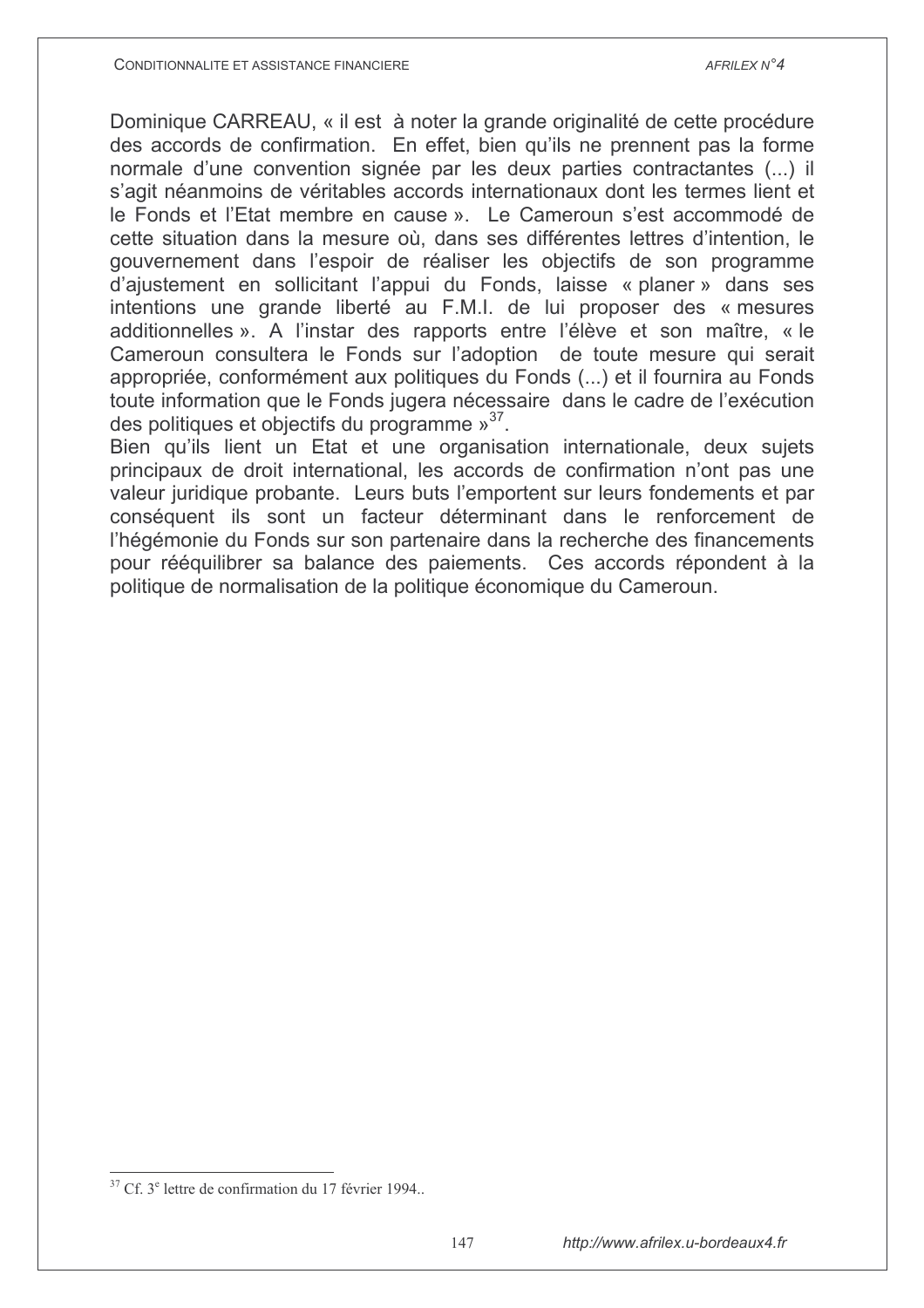Dominique CARREAU, « il est à noter la grande originalité de cette procédure des accords de confirmation. En effet, bien qu'ils ne prennent pas la forme normale d'une convention signée par les deux parties contractantes (...) il s'agit néanmoins de véritables accords internationaux dont les termes lient et le Fonds et l'Etat membre en cause ». Le Cameroun s'est accommodé de cette situation dans la mesure où, dans ses différentes lettres d'intention, le gouvernement dans l'espoir de réaliser les objectifs de son programme d'ajustement en sollicitant l'appui du Fonds, laisse « planer » dans ses intentions une grande liberté au F.M.I. de lui proposer des « mesures additionnelles ». A l'instar des rapports entre l'élève et son maître, « le Cameroun consultera le Fonds sur l'adoption de toute mesure qui serait appropriée, conformément aux politiques du Fonds (...) et il fournira au Fonds toute information que le Fonds jugera nécessaire dans le cadre de l'exécution des politiques et objectifs du programme »[37].

Bien qu'ils lient un Etat et une organisation internationale, deux sujets principaux de droit international, les accords de confirmation n'ont pas une valeur juridique probante. Leurs buts l'emportent sur leurs fondements et par conséquent ils sont un facteur déterminant dans le renforcement de l'hégémonie du Fonds sur son partenaire dans la recherche des financements pour rééquilibrer sa balance des paiements. Ces accords répondent à la politique de normalisation de la politique économique du Cameroun.

---

[37] Cf. 3e lettre de confirmation du 17 février 1994..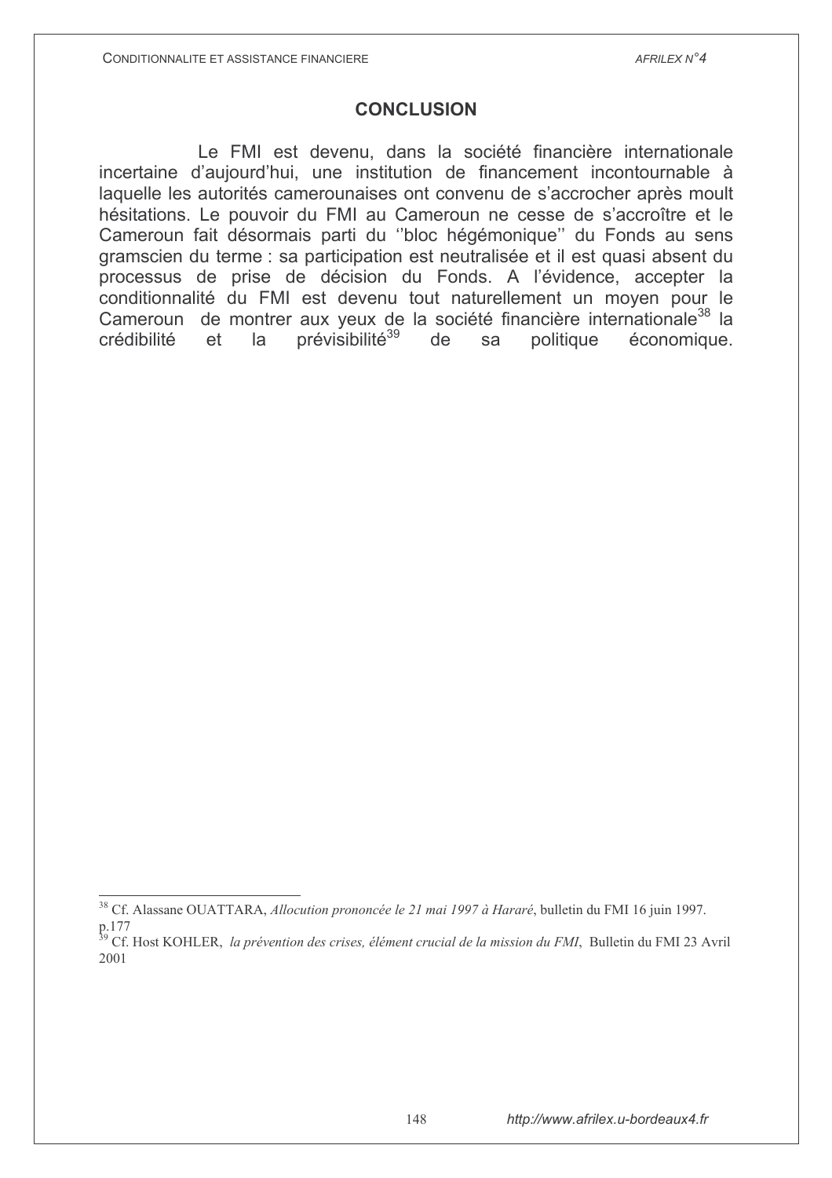## CONCLUSION

Le FMI est devenu, dans la société financière internationale incertaine d'aujourd'hui, une institution de financement incontournable à laquelle les autorités camerounaises ont convenu de s'accrocher après moult hésitations. Le pouvoir du FMI au Cameroun ne cesse de s'accroître et le Cameroun fait désormais parti du ''bloc hégémonique'' du Fonds au sens gramscien du terme : sa participation est neutralisée et il est quasi absent du processus de prise de décision du Fonds. A l'évidence, accepter la conditionnalité du FMI est devenu tout naturellement un moyen pour le Cameroun de montrer aux yeux de la société financière internationale[38] la crédibilité et la prévisibilité[39] de sa politique économique.

---

[38] Cf. Alassane OUATTARA, *Allocution prononcée le 21 mai 1997 à Hararé*, bulletin du FMI 16 juin 1997. p.177

[39] Cf. Host KOHLER, *la prévention des crises, élément crucial de la mission du FMI*, Bulletin du FMI 23 Avril 2001